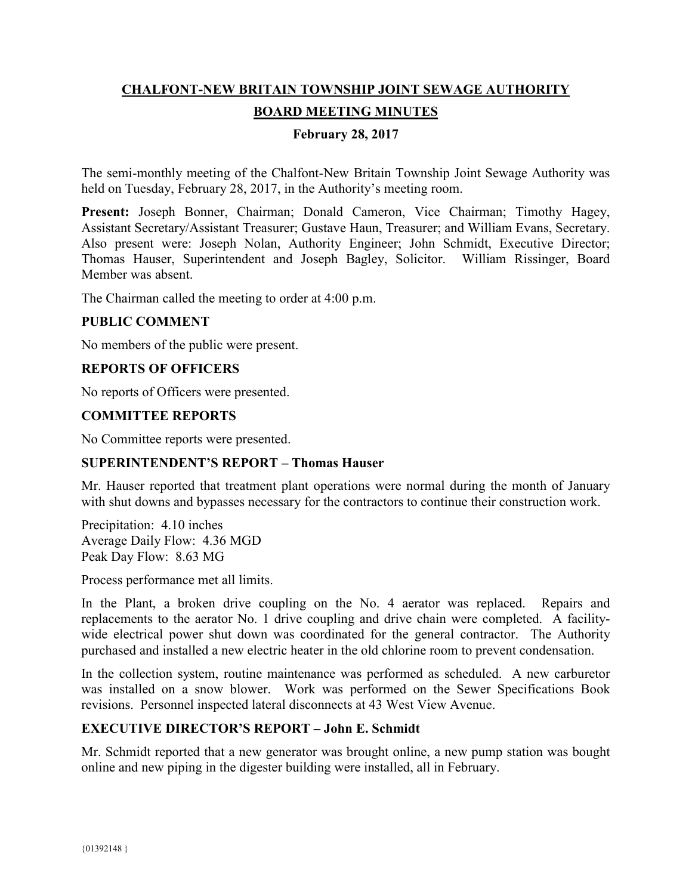# CHALFONT-NEW BRITAIN TOWNSHIP JOINT SEWAGE AUTHORITY

## BOARD MEETING MINUTES

**February 28, 2017**

The semi-monthly meeting of the Chalfont-New Britain Township Joint Sewage Authority was held on Tuesday, February 28, 2017, in the Authority's meeting room.

**Present:** Joseph Bonner, Chairman; Donald Cameron, Vice Chairman; Timothy Hagey, Assistant Secretary/Assistant Treasurer; Gustave Haun, Treasurer; and William Evans, Secretary. Also present were: Joseph Nolan, Authority Engineer; John Schmidt, Executive Director; Thomas Hauser, Superintendent and Joseph Bagley, Solicitor. William Rissinger, Board Member was absent.

The Chairman called the meeting to order at 4:00 p.m.

### PUBLIC COMMENT

No members of the public were present.

### REPORTS OF OFFICERS

No reports of Officers were presented.

### COMMITTEE REPORTS

No Committee reports were presented.

### SUPERINTENDENT'S REPORT – Thomas Hauser

Mr. Hauser reported that treatment plant operations were normal during the month of January with shut downs and bypasses necessary for the contractors to continue their construction work.

Precipitation: 4.10 inches
Average Daily Flow: 4.36 MGD
Peak Day Flow: 8.63 MG

Process performance met all limits.

In the Plant, a broken drive coupling on the No. 4 aerator was replaced. Repairs and replacements to the aerator No. 1 drive coupling and drive chain were completed. A facility-wide electrical power shut down was coordinated for the general contractor. The Authority purchased and installed a new electric heater in the old chlorine room to prevent condensation.

In the collection system, routine maintenance was performed as scheduled. A new carburetor was installed on a snow blower. Work was performed on the Sewer Specifications Book revisions. Personnel inspected lateral disconnects at 43 West View Avenue.

### EXECUTIVE DIRECTOR'S REPORT – John E. Schmidt

Mr. Schmidt reported that a new generator was brought online, a new pump station was bought online and new piping in the digester building were installed, all in February.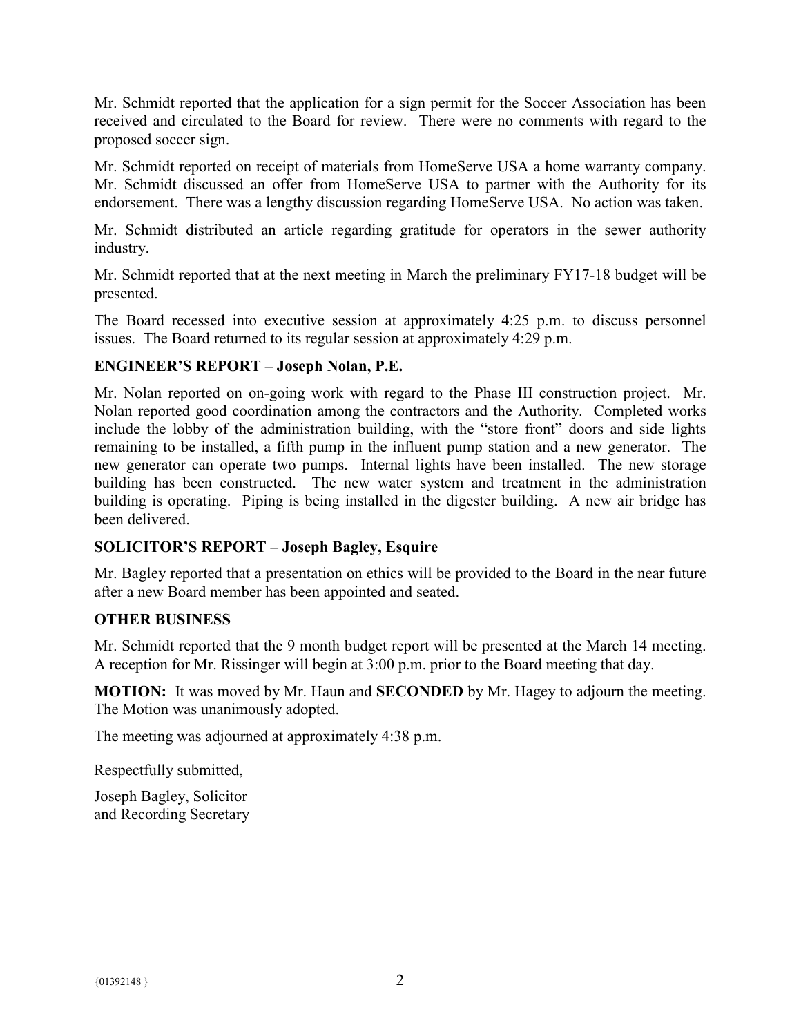Mr. Schmidt reported that the application for a sign permit for the Soccer Association has been received and circulated to the Board for review. There were no comments with regard to the proposed soccer sign.

Mr. Schmidt reported on receipt of materials from HomeServe USA a home warranty company. Mr. Schmidt discussed an offer from HomeServe USA to partner with the Authority for its endorsement. There was a lengthy discussion regarding HomeServe USA. No action was taken.

Mr. Schmidt distributed an article regarding gratitude for operators in the sewer authority industry.

Mr. Schmidt reported that at the next meeting in March the preliminary FY17-18 budget will be presented.

The Board recessed into executive session at approximately 4:25 p.m. to discuss personnel issues. The Board returned to its regular session at approximately 4:29 p.m.

**ENGINEER'S REPORT – Joseph Nolan, P.E.**

Mr. Nolan reported on on-going work with regard to the Phase III construction project. Mr. Nolan reported good coordination among the contractors and the Authority. Completed works include the lobby of the administration building, with the "store front" doors and side lights remaining to be installed, a fifth pump in the influent pump station and a new generator. The new generator can operate two pumps. Internal lights have been installed. The new storage building has been constructed. The new water system and treatment in the administration building is operating. Piping is being installed in the digester building. A new air bridge has been delivered.

**SOLICITOR'S REPORT – Joseph Bagley, Esquire**

Mr. Bagley reported that a presentation on ethics will be provided to the Board in the near future after a new Board member has been appointed and seated.

**OTHER BUSINESS**

Mr. Schmidt reported that the 9 month budget report will be presented at the March 14 meeting. A reception for Mr. Rissinger will begin at 3:00 p.m. prior to the Board meeting that day.

**MOTION:** It was moved by Mr. Haun and **SECONDED** by Mr. Hagey to adjourn the meeting. The Motion was unanimously adopted.

The meeting was adjourned at approximately 4:38 p.m.

Respectfully submitted,

Joseph Bagley, Solicitor
and Recording Secretary

{01392148 }